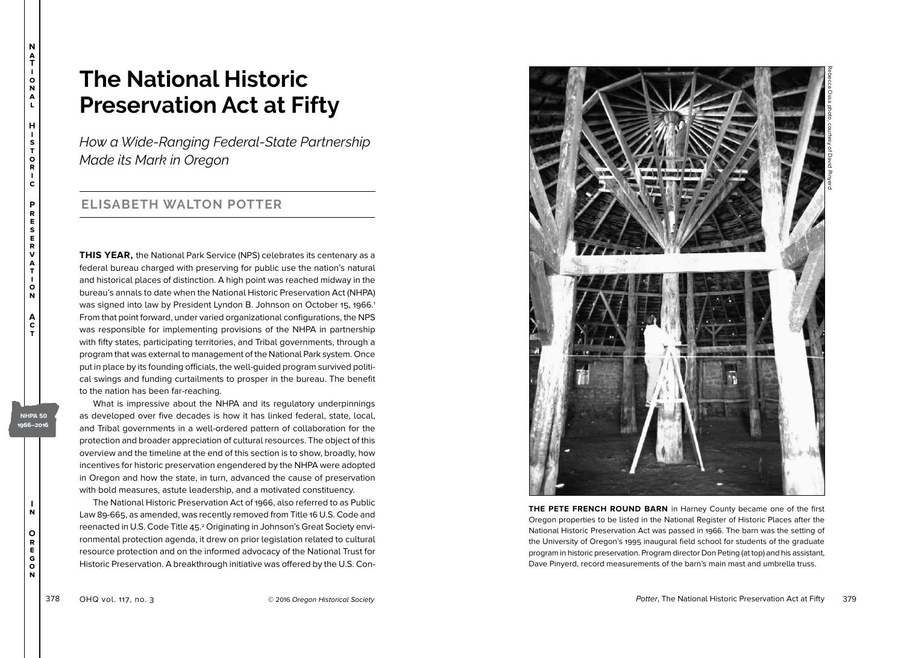# The National Historic Preservation Act at Fifty

*How a Wide-Ranging Federal-State Partnership Made its Mark in Oregon*

## ELISABETH WALTON POTTER

**THIS YEAR,** the National Park Service (NPS) celebrates its centenary as a federal bureau charged with preserving for public use the nation's natural and historical places of distinction. A high point was reached midway in the bureau's annals to date when the National Historic Preservation Act (NHPA) was signed into law by President Lyndon B. Johnson on October 15, 1966.[1] From that point forward, under varied organizational configurations, the NPS was responsible for implementing provisions of the NHPA in partnership with fifty states, participating territories, and Tribal governments, through a program that was external to management of the National Park system. Once put in place by its founding officials, the well-guided program survived political swings and funding curtailments to prosper in the bureau. The benefit to the nation has been far-reaching.

What is impressive about the NHPA and its regulatory underpinnings as developed over five decades is how it has linked federal, state, local, and Tribal governments in a well-ordered pattern of collaboration for the protection and broader appreciation of cultural resources. The object of this overview and the timeline at the end of this section is to show, broadly, how incentives for historic preservation engendered by the NHPA were adopted in Oregon and how the state, in turn, advanced the cause of preservation with bold measures, astute leadership, and a motivated constituency.

The National Historic Preservation Act of 1966, also referred to as Public Law 89-665, as amended, was recently removed from Title 16 U.S. Code and reenacted in U.S. Code Title 45.[2] Originating in Johnson's Great Society environmental protection agenda, it drew on prior legislation related to cultural resource protection and on the informed advocacy of the National Trust for Historic Preservation. A breakthrough initiative was offered by the U.S. Con-

Rebecca Ossa photo, courtesy of David Pinyerd

**THE PETE FRENCH ROUND BARN** in Harney County became one of the first Oregon properties to be listed in the National Register of Historic Places after the National Historic Preservation Act was passed in 1966. The barn was the setting of the University of Oregon's 1995 inaugural field school for students of the graduate program in historic preservation. Program director Don Peting (at top) and his assistant, Dave Pinyerd, record measurements of the barn's main mast and umbrella truss.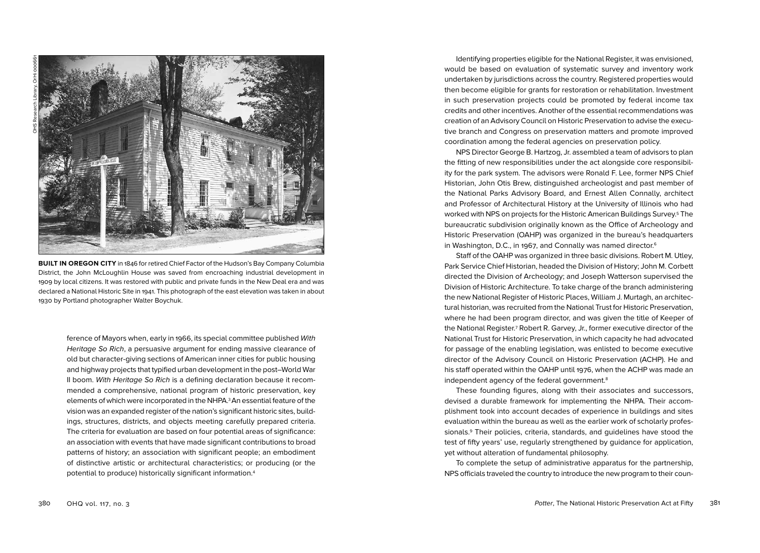**BUILT IN OREGON CITY** in 1846 for retired Chief Factor of the Hudson's Bay Company Columbia District, the John McLoughlin House was saved from encroaching industrial development in 1909 by local citizens. It was restored with public and private funds in the New Deal era and was declared a National Historic Site in 1941. This photograph of the east elevation was taken in about 1930 by Portland photographer Walter Boychuk.

ference of Mayors when, early in 1966, its special committee published *With Heritage So Rich*, a persuasive argument for ending massive clearance of old but character-giving sections of American inner cities for public housing and highway projects that typified urban development in the post–World War II boom. *With Heritage So Rich* is a defining declaration because it recommended a comprehensive, national program of historic preservation, key elements of which were incorporated in the NHPA.[3] An essential feature of the vision was an expanded register of the nation's significant historic sites, buildings, structures, districts, and objects meeting carefully prepared criteria. The criteria for evaluation are based on four potential areas of significance: an association with events that have made significant contributions to broad patterns of history; an association with significant people; an embodiment of distinctive artistic or architectural characteristics; or producing (or the potential to produce) historically significant information.[4]

Identifying properties eligible for the National Register, it was envisioned, would be based on evaluation of systematic survey and inventory work undertaken by jurisdictions across the country. Registered properties would then become eligible for grants for restoration or rehabilitation. Investment in such preservation projects could be promoted by federal income tax credits and other incentives. Another of the essential recommendations was creation of an Advisory Council on Historic Preservation to advise the executive branch and Congress on preservation matters and promote improved coordination among the federal agencies on preservation policy.

NPS Director George B. Hartzog, Jr. assembled a team of advisors to plan the fitting of new responsibilities under the act alongside core responsibility for the park system. The advisors were Ronald F. Lee, former NPS Chief Historian, John Otis Brew, distinguished archeologist and past member of the National Parks Advisory Board, and Ernest Allen Connally, architect and Professor of Architectural History at the University of Illinois who had worked with NPS on projects for the Historic American Buildings Survey.[5] The bureaucratic subdivision originally known as the Office of Archeology and Historic Preservation (OAHP) was organized in the bureau's headquarters in Washington, D.C., in 1967, and Connally was named director.[6]

Staff of the OAHP was organized in three basic divisions. Robert M. Utley, Park Service Chief Historian, headed the Division of History; John M. Corbett directed the Division of Archeology; and Joseph Watterson supervised the Division of Historic Architecture. To take charge of the branch administering the new National Register of Historic Places, William J. Murtagh, an architectural historian, was recruited from the National Trust for Historic Preservation, where he had been program director, and was given the title of Keeper of the National Register.[7] Robert R. Garvey, Jr., former executive director of the National Trust for Historic Preservation, in which capacity he had advocated for passage of the enabling legislation, was enlisted to become executive director of the Advisory Council on Historic Preservation (ACHP). He and his staff operated within the OAHP until 1976, when the ACHP was made an independent agency of the federal government.[8]

These founding figures, along with their associates and successors, devised a durable framework for implementing the NHPA. Their accomplishment took into account decades of experience in buildings and sites evaluation within the bureau as well as the earlier work of scholarly professionals.[9] Their policies, criteria, standards, and guidelines have stood the test of fifty years' use, regularly strengthened by guidance for application, yet without alteration of fundamental philosophy.

To complete the setup of administrative apparatus for the partnership, NPS officials traveled the country to introduce the new program to their coun-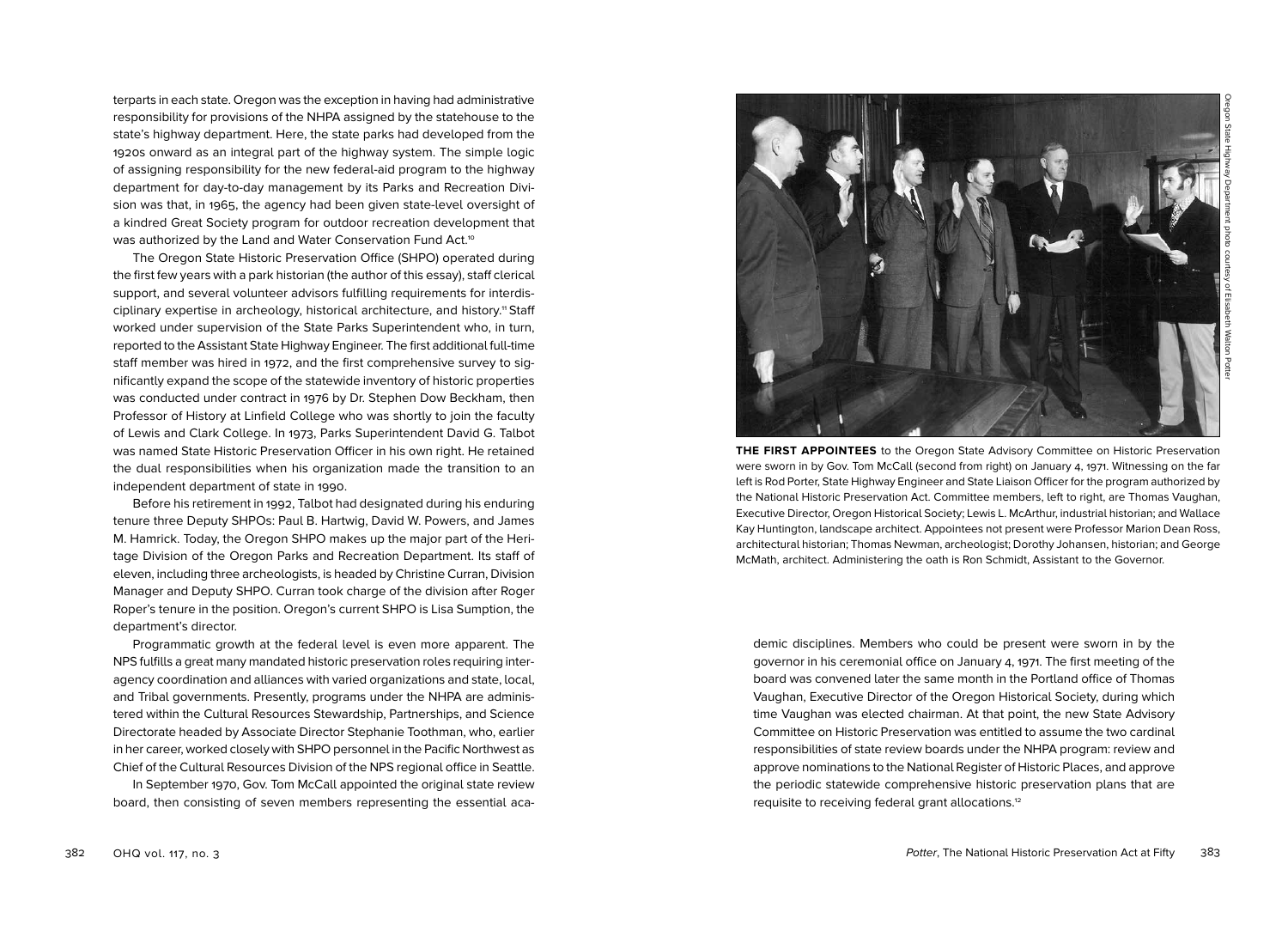terparts in each state. Oregon was the exception in having had administrative responsibility for provisions of the NHPA assigned by the statehouse to the state's highway department. Here, the state parks had developed from the 1920s onward as an integral part of the highway system. The simple logic of assigning responsibility for the new federal-aid program to the highway department for day-to-day management by its Parks and Recreation Division was that, in 1965, the agency had been given state-level oversight of a kindred Great Society program for outdoor recreation development that was authorized by the Land and Water Conservation Fund Act.[10]

The Oregon State Historic Preservation Office (SHPO) operated during the first few years with a park historian (the author of this essay), staff clerical support, and several volunteer advisors fulfilling requirements for interdisciplinary expertise in archeology, historical architecture, and history.[11] Staff worked under supervision of the State Parks Superintendent who, in turn, reported to the Assistant State Highway Engineer. The first additional full-time staff member was hired in 1972, and the first comprehensive survey to significantly expand the scope of the statewide inventory of historic properties was conducted under contract in 1976 by Dr. Stephen Dow Beckham, then Professor of History at Linfield College who was shortly to join the faculty of Lewis and Clark College. In 1973, Parks Superintendent David G. Talbot was named State Historic Preservation Officer in his own right. He retained the dual responsibilities when his organization made the transition to an independent department of state in 1990.

Before his retirement in 1992, Talbot had designated during his enduring tenure three Deputy SHPOs: Paul B. Hartwig, David W. Powers, and James M. Hamrick. Today, the Oregon SHPO makes up the major part of the Heritage Division of the Oregon Parks and Recreation Department. Its staff of eleven, including three archeologists, is headed by Christine Curran, Division Manager and Deputy SHPO. Curran took charge of the division after Roger Roper's tenure in the position. Oregon's current SHPO is Lisa Sumption, the department's director.

Programmatic growth at the federal level is even more apparent. The NPS fulfills a great many mandated historic preservation roles requiring interagency coordination and alliances with varied organizations and state, local, and Tribal governments. Presently, programs under the NHPA are administered within the Cultural Resources Stewardship, Partnerships, and Science Directorate headed by Associate Director Stephanie Toothman, who, earlier in her career, worked closely with SHPO personnel in the Pacific Northwest as Chief of the Cultural Resources Division of the NPS regional office in Seattle.

In September 1970, Gov. Tom McCall appointed the original state review board, then consisting of seven members representing the essential academic disciplines. Members who could be present were sworn in by the governor in his ceremonial office on January 4, 1971. The first meeting of the board was convened later the same month in the Portland office of Thomas Vaughan, Executive Director of the Oregon Historical Society, during which time Vaughan was elected chairman. At that point, the new State Advisory Committee on Historic Preservation was entitled to assume the two cardinal responsibilities of state review boards under the NHPA program: review and approve nominations to the National Register of Historic Places, and approve the periodic statewide comprehensive historic preservation plans that are requisite to receiving federal grant allocations.[12]

Oregon State Highway Department photo courtesy of Elisabeth Walton Potter

**THE FIRST APPOINTEES** to the Oregon State Advisory Committee on Historic Preservation were sworn in by Gov. Tom McCall (second from right) on January 4, 1971. Witnessing on the far left is Rod Porter, State Highway Engineer and State Liaison Officer for the program authorized by the National Historic Preservation Act. Committee members, left to right, are Thomas Vaughan, Executive Director, Oregon Historical Society; Lewis L. McArthur, industrial historian; and Wallace Kay Huntington, landscape architect. Appointees not present were Professor Marion Dean Ross, architectural historian; Thomas Newman, archeologist; Dorothy Johansen, historian; and George McMath, architect. Administering the oath is Ron Schmidt, Assistant to the Governor.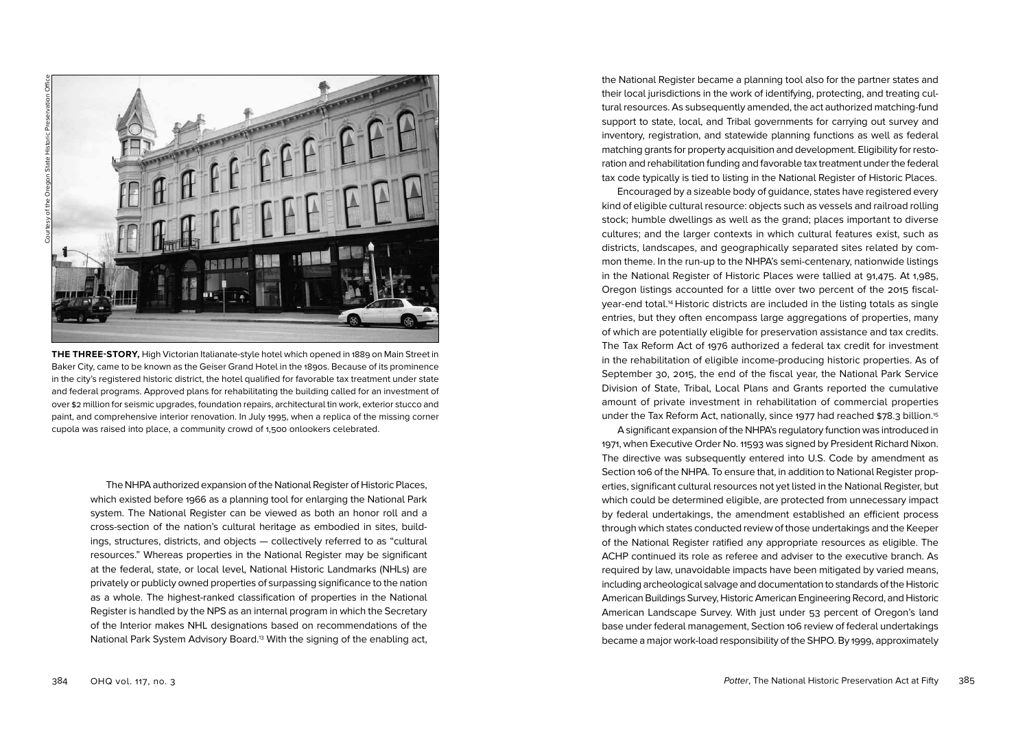Courtesy of the Oregon State Historic Preservation Office

**THE THREE-STORY,** High Victorian Italianate-style hotel which opened in 1889 on Main Street in Baker City, came to be known as the Geiser Grand Hotel in the 1890s. Because of its prominence in the city's registered historic district, the hotel qualified for favorable tax treatment under state and federal programs. Approved plans for rehabilitating the building called for an investment of over $2 million for seismic upgrades, foundation repairs, architectural tin work, exterior stucco and paint, and comprehensive interior renovation. In July 1995, when a replica of the missing corner cupola was raised into place, a community crowd of 1,500 onlookers celebrated.

The NHPA authorized expansion of the National Register of Historic Places, which existed before 1966 as a planning tool for enlarging the National Park system. The National Register can be viewed as both an honor roll and a cross-section of the nation's cultural heritage as embodied in sites, buildings, structures, districts, and objects — collectively referred to as "cultural resources." Whereas properties in the National Register may be significant at the federal, state, or local level, National Historic Landmarks (NHLs) are privately or publicly owned properties of surpassing significance to the nation as a whole. The highest-ranked classification of properties in the National Register is handled by the NPS as an internal program in which the Secretary of the Interior makes NHL designations based on recommendations of the National Park System Advisory Board.[13] With the signing of the enabling act, the National Register became a planning tool also for the partner states and their local jurisdictions in the work of identifying, protecting, and treating cultural resources. As subsequently amended, the act authorized matching-fund support to state, local, and Tribal governments for carrying out survey and inventory, registration, and statewide planning functions as well as federal matching grants for property acquisition and development. Eligibility for restoration and rehabilitation funding and favorable tax treatment under the federal tax code typically is tied to listing in the National Register of Historic Places.

Encouraged by a sizeable body of guidance, states have registered every kind of eligible cultural resource: objects such as vessels and railroad rolling stock; humble dwellings as well as the grand; places important to diverse cultures; and the larger contexts in which cultural features exist, such as districts, landscapes, and geographically separated sites related by common theme. In the run-up to the NHPA's semi-centenary, nationwide listings in the National Register of Historic Places were tallied at 91,475. At 1,985, Oregon listings accounted for a little over two percent of the 2015 fiscal-year-end total.[14] Historic districts are included in the listing totals as single entries, but they often encompass large aggregations of properties, many of which are potentially eligible for preservation assistance and tax credits. The Tax Reform Act of 1976 authorized a federal tax credit for investment in the rehabilitation of eligible income-producing historic properties. As of September 30, 2015, the end of the fiscal year, the National Park Service Division of State, Tribal, Local Plans and Grants reported the cumulative amount of private investment in rehabilitation of commercial properties under the Tax Reform Act, nationally, since 1977 had reached $78.3 billion.[15]

A significant expansion of the NHPA's regulatory function was introduced in 1971, when Executive Order No. 11593 was signed by President Richard Nixon. The directive was subsequently entered into U.S. Code by amendment as Section 106 of the NHPA. To ensure that, in addition to National Register properties, significant cultural resources not yet listed in the National Register, but which could be determined eligible, are protected from unnecessary impact by federal undertakings, the amendment established an efficient process through which states conducted review of those undertakings and the Keeper of the National Register ratified any appropriate resources as eligible. The ACHP continued its role as referee and adviser to the executive branch. As required by law, unavoidable impacts have been mitigated by varied means, including archeological salvage and documentation to standards of the Historic American Buildings Survey, Historic American Engineering Record, and Historic American Landscape Survey. With just under 53 percent of Oregon's land base under federal management, Section 106 review of federal undertakings became a major work-load responsibility of the SHPO. By 1999, approximately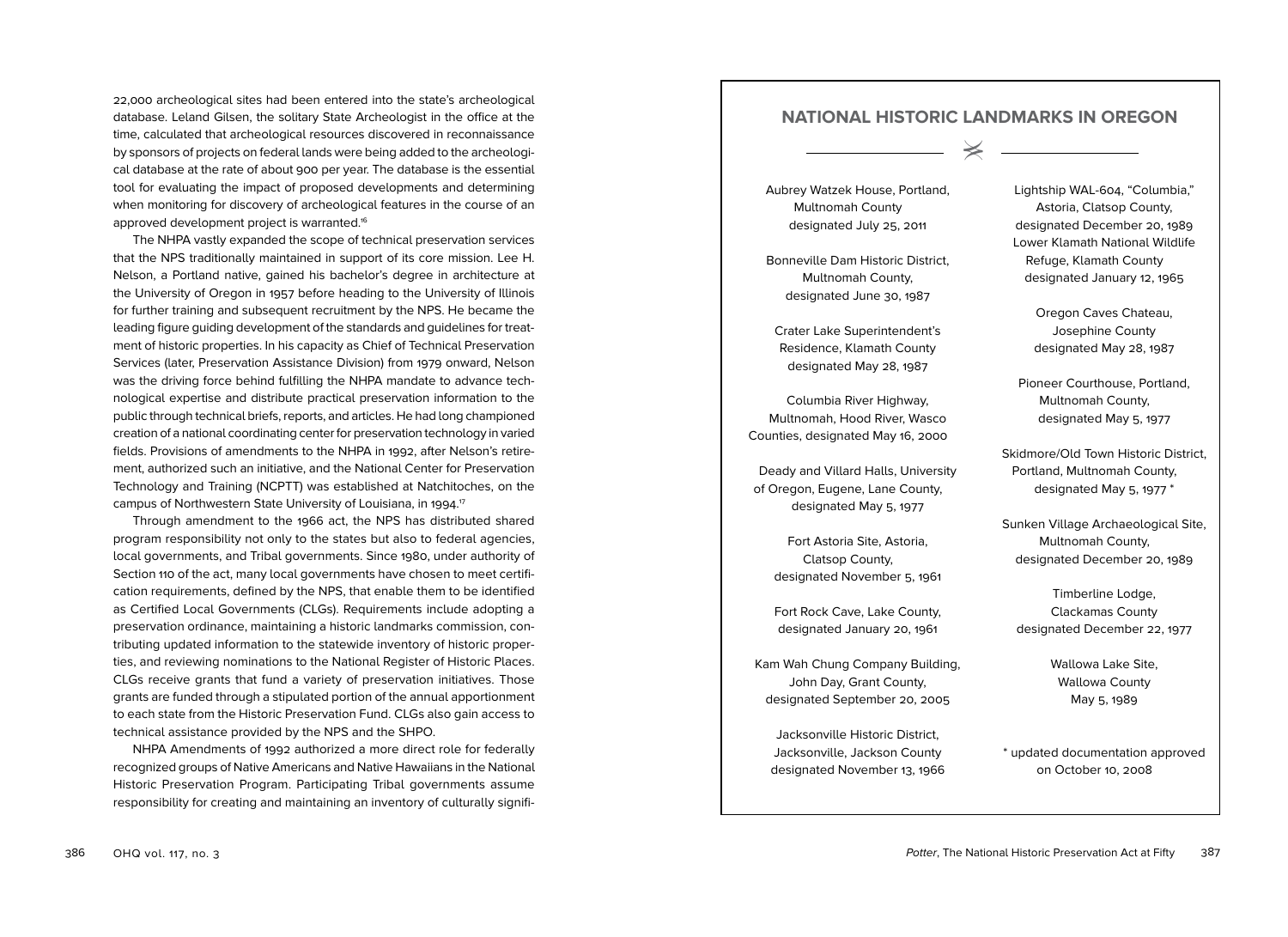22,000 archeological sites had been entered into the state's archeological database. Leland Gilsen, the solitary State Archeologist in the office at the time, calculated that archeological resources discovered in reconnaissance by sponsors of projects on federal lands were being added to the archeological database at the rate of about 900 per year. The database is the essential tool for evaluating the impact of proposed developments and determining when monitoring for discovery of archeological features in the course of an approved development project is warranted.[16]

The NHPA vastly expanded the scope of technical preservation services that the NPS traditionally maintained in support of its core mission. Lee H. Nelson, a Portland native, gained his bachelor's degree in architecture at the University of Oregon in 1957 before heading to the University of Illinois for further training and subsequent recruitment by the NPS. He became the leading figure guiding development of the standards and guidelines for treatment of historic properties. In his capacity as Chief of Technical Preservation Services (later, Preservation Assistance Division) from 1979 onward, Nelson was the driving force behind fulfilling the NHPA mandate to advance technological expertise and distribute practical preservation information to the public through technical briefs, reports, and articles. He had long championed creation of a national coordinating center for preservation technology in varied fields. Provisions of amendments to the NHPA in 1992, after Nelson's retirement, authorized such an initiative, and the National Center for Preservation Technology and Training (NCPTT) was established at Natchitoches, on the campus of Northwestern State University of Louisiana, in 1994.[17]

Through amendment to the 1966 act, the NPS has distributed shared program responsibility not only to the states but also to federal agencies, local governments, and Tribal governments. Since 1980, under authority of Section 110 of the act, many local governments have chosen to meet certification requirements, defined by the NPS, that enable them to be identified as Certified Local Governments (CLGs). Requirements include adopting a preservation ordinance, maintaining a historic landmarks commission, contributing updated information to the statewide inventory of historic properties, and reviewing nominations to the National Register of Historic Places. CLGs receive grants that fund a variety of preservation initiatives. Those grants are funded through a stipulated portion of the annual apportionment to each state from the Historic Preservation Fund. CLGs also gain access to technical assistance provided by the NPS and the SHPO.

NHPA Amendments of 1992 authorized a more direct role for federally recognized groups of Native Americans and Native Hawaiians in the National Historic Preservation Program. Participating Tribal governments assume responsibility for creating and maintaining an inventory of culturally signifi-

## NATIONAL HISTORIC LANDMARKS IN OREGON

Aubrey Watzek House, Portland, Multnomah County designated July 25, 2011

Bonneville Dam Historic District, Multnomah County, designated June 30, 1987

Crater Lake Superintendent's Residence, Klamath County designated May 28, 1987

Columbia River Highway, Multnomah, Hood River, Wasco Counties, designated May 16, 2000

Deady and Villard Halls, University of Oregon, Eugene, Lane County, designated May 5, 1977

Fort Astoria Site, Astoria, Clatsop County, designated November 5, 1961

Fort Rock Cave, Lake County, designated January 20, 1961

Kam Wah Chung Company Building, John Day, Grant County, designated September 20, 2005

Jacksonville Historic District, Jacksonville, Jackson County designated November 13, 1966

Lightship WAL-604, "Columbia," Astoria, Clatsop County, designated December 20, 1989

Lower Klamath National Wildlife Refuge, Klamath County designated January 12, 1965

Oregon Caves Chateau, Josephine County designated May 28, 1987

Pioneer Courthouse, Portland, Multnomah County, designated May 5, 1977

Skidmore/Old Town Historic District, Portland, Multnomah County, designated May 5, 1977 *

Sunken Village Archaeological Site, Multnomah County, designated December 20, 1989

Timberline Lodge, Clackamas County designated December 22, 1977

Wallowa Lake Site, Wallowa County May 5, 1989

* updated documentation approved on October 10, 2008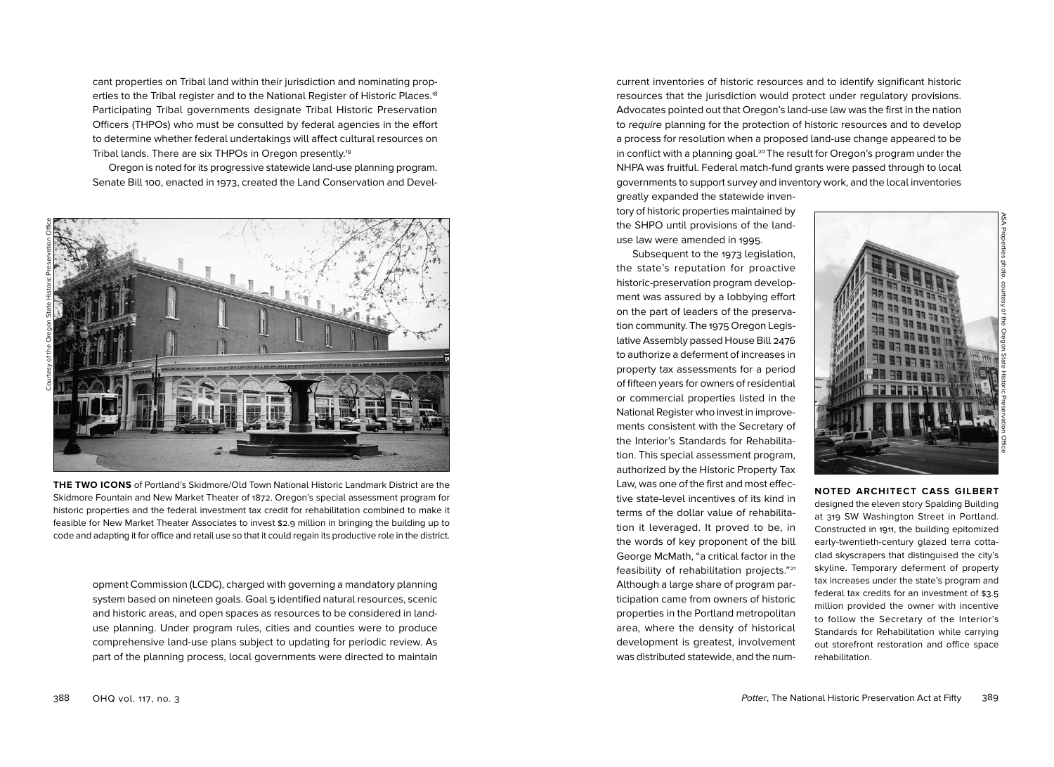cant properties on Tribal land within their jurisdiction and nominating properties to the Tribal register and to the National Register of Historic Places.[18] Participating Tribal governments designate Tribal Historic Preservation Officers (THPOs) who must be consulted by federal agencies in the effort to determine whether federal undertakings will affect cultural resources on Tribal lands. There are six THPOs in Oregon presently.[19]

Oregon is noted for its progressive statewide land-use planning program. Senate Bill 100, enacted in 1973, created the Land Conservation and Development Commission (LCDC), charged with governing a mandatory planning system based on nineteen goals. Goal 5 identified natural resources, scenic and historic areas, and open spaces as resources to be considered in land-use planning. Under program rules, cities and counties were to produce comprehensive land-use plans subject to updating for periodic review. As part of the planning process, local governments were directed to maintain current inventories of historic resources and to identify significant historic resources that the jurisdiction would protect under regulatory provisions. Advocates pointed out that Oregon's land-use law was the first in the nation to *require* planning for the protection of historic resources and to develop a process for resolution when a proposed land-use change appeared to be in conflict with a planning goal.[20] The result for Oregon's program under the NHPA was fruitful. Federal match-fund grants were passed through to local governments to support survey and inventory work, and the local inventories greatly expanded the statewide inventory of historic properties maintained by the SHPO until provisions of the land-use law were amended in 1995.

Courtesy of the Oregon State Historic Preservation Office

**THE TWO ICONS** of Portland's Skidmore/Old Town National Historic Landmark District are the Skidmore Fountain and New Market Theater of 1872. Oregon's special assessment program for historic properties and the federal investment tax credit for rehabilitation combined to make it feasible for New Market Theater Associates to invest $2.9 million in bringing the building up to code and adapting it for office and retail use so that it could regain its productive role in the district.

Subsequent to the 1973 legislation, the state's reputation for proactive historic-preservation program development was assured by a lobbying effort on the part of leaders of the preservation community. The 1975 Oregon Legislative Assembly passed House Bill 2476 to authorize a deferment of increases in property tax assessments for a period of fifteen years for owners of residential or commercial properties listed in the National Register who invest in improvements consistent with the Secretary of the Interior's Standards for Rehabilitation. This special assessment program, authorized by the Historic Property Tax Law, was one of the first and most effective state-level incentives of its kind in terms of the dollar value of rehabilitation it leveraged. It proved to be, in the words of key proponent of the bill George McMath, "a critical factor in the feasibility of rehabilitation projects."[21] Although a large share of program participation came from owners of historic properties in the Portland metropolitan area, where the density of historical development is greatest, involvement was distributed statewide, and the num-

ASA Properties photo, courtesy of the Oregon State Historic Preservation Office

**NOTED ARCHITECT CASS GILBERT** designed the eleven story Spalding Building at 319 SW Washington Street in Portland. Constructed in 1911, the building epitomized early-twentieth-century glazed terra cotta-clad skyscrapers that distinguised the city's skyline. Temporary deferment of property tax increases under the state's program and federal tax credits for an investment of $3.5 million provided the owner with incentive to follow the Secretary of the Interior's Standards for Rehabilitation while carrying out storefront restoration and office space rehabilitation.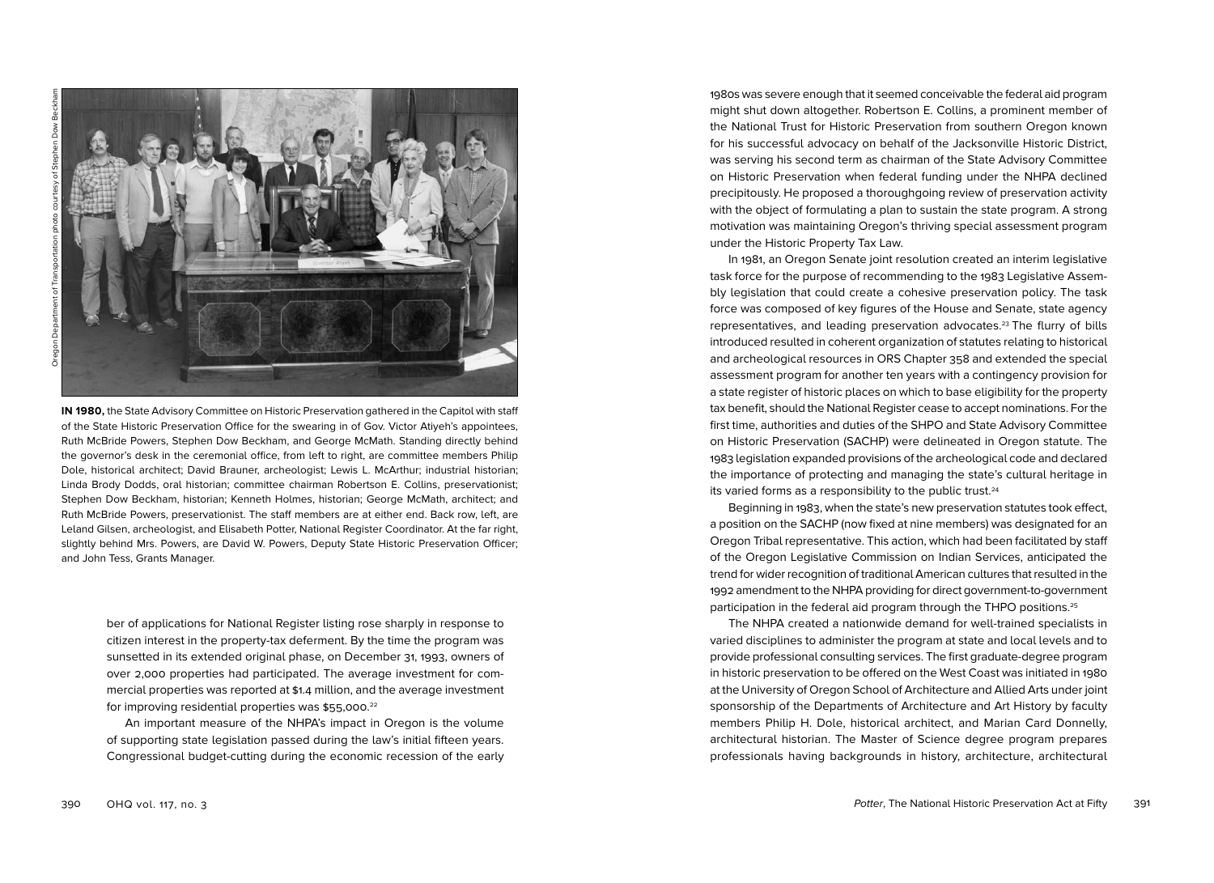Oregon Department of Transportation photo courtesy of Stephen Dow Beckham

**IN 1980,** the State Advisory Committee on Historic Preservation gathered in the Capitol with staff of the State Historic Preservation Office for the swearing in of Gov. Victor Atiyeh's appointees, Ruth McBride Powers, Stephen Dow Beckham, and George McMath. Standing directly behind the governor's desk in the ceremonial office, from left to right, are committee members Philip Dole, historical architect; David Brauner, archeologist; Lewis L. McArthur; industrial historian; Linda Brody Dodds, oral historian; committee chairman Robertson E. Collins, preservationist; Stephen Dow Beckham, historian; Kenneth Holmes, historian; George McMath, architect; and Ruth McBride Powers, preservationist. The staff members are at either end. Back row, left, are Leland Gilsen, archeologist, and Elisabeth Potter, National Register Coordinator. At the far right, slightly behind Mrs. Powers, are David W. Powers, Deputy State Historic Preservation Officer; and John Tess, Grants Manager.

ber of applications for National Register listing rose sharply in response to citizen interest in the property-tax deferment. By the time the program was sunsetted in its extended original phase, on December 31, 1993, owners of over 2,000 properties had participated. The average investment for commercial properties was reported at $1.4 million, and the average investment for improving residential properties was $55,000.[22]

An important measure of the NHPA's impact in Oregon is the volume of supporting state legislation passed during the law's initial fifteen years. Congressional budget-cutting during the economic recession of the early 1980s was severe enough that it seemed conceivable the federal aid program might shut down altogether. Robertson E. Collins, a prominent member of the National Trust for Historic Preservation from southern Oregon known for his successful advocacy on behalf of the Jacksonville Historic District, was serving his second term as chairman of the State Advisory Committee on Historic Preservation when federal funding under the NHPA declined precipitously. He proposed a thoroughgoing review of preservation activity with the object of formulating a plan to sustain the state program. A strong motivation was maintaining Oregon's thriving special assessment program under the Historic Property Tax Law.

In 1981, an Oregon Senate joint resolution created an interim legislative task force for the purpose of recommending to the 1983 Legislative Assembly legislation that could create a cohesive preservation policy. The task force was composed of key figures of the House and Senate, state agency representatives, and leading preservation advocates.[23] The flurry of bills introduced resulted in coherent organization of statutes relating to historical and archeological resources in ORS Chapter 358 and extended the special assessment program for another ten years with a contingency provision for a state register of historic places on which to base eligibility for the property tax benefit, should the National Register cease to accept nominations. For the first time, authorities and duties of the SHPO and State Advisory Committee on Historic Preservation (SACHP) were delineated in Oregon statute. The 1983 legislation expanded provisions of the archeological code and declared the importance of protecting and managing the state's cultural heritage in its varied forms as a responsibility to the public trust.[24]

Beginning in 1983, when the state's new preservation statutes took effect, a position on the SACHP (now fixed at nine members) was designated for an Oregon Tribal representative. This action, which had been facilitated by staff of the Oregon Legislative Commission on Indian Services, anticipated the trend for wider recognition of traditional American cultures that resulted in the 1992 amendment to the NHPA providing for direct government-to-government participation in the federal aid program through the THPO positions.[25]

The NHPA created a nationwide demand for well-trained specialists in varied disciplines to administer the program at state and local levels and to provide professional consulting services. The first graduate-degree program in historic preservation to be offered on the West Coast was initiated in 1980 at the University of Oregon School of Architecture and Allied Arts under joint sponsorship of the Departments of Architecture and Art History by faculty members Philip H. Dole, historical architect, and Marian Card Donnelly, architectural historian. The Master of Science degree program prepares professionals having backgrounds in history, architecture, architectural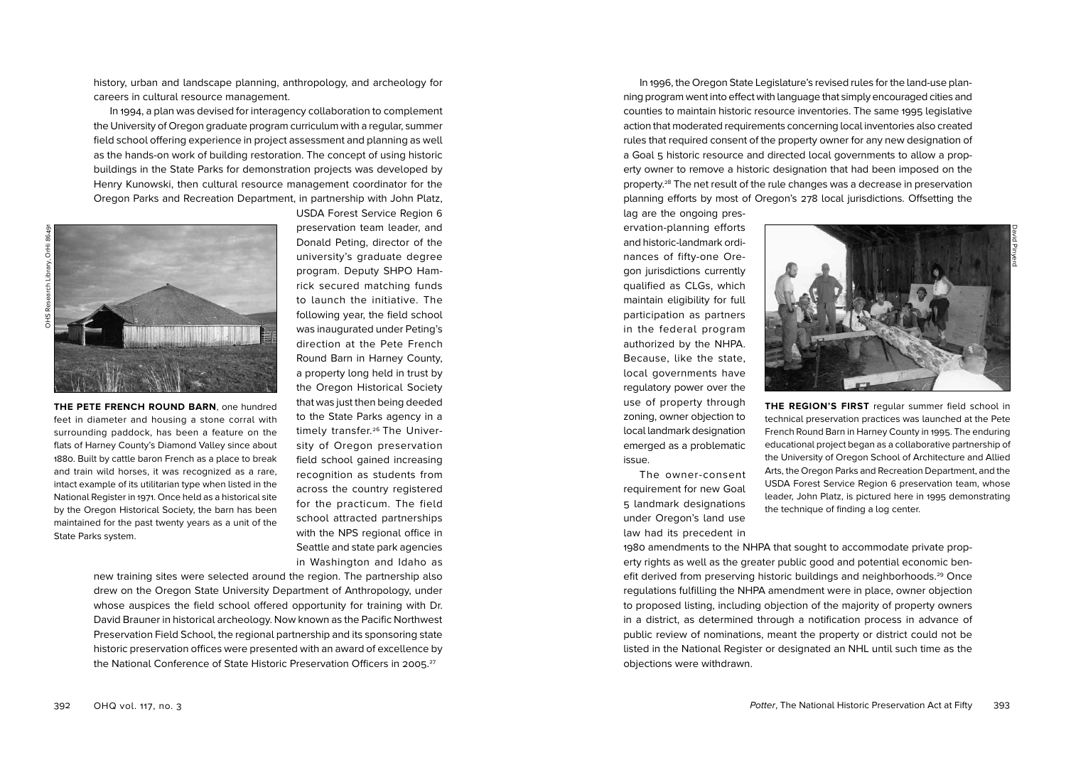history, urban and landscape planning, anthropology, and archeology for careers in cultural resource management.

In 1994, a plan was devised for interagency collaboration to complement the University of Oregon graduate program curriculum with a regular, summer field school offering experience in project assessment and planning as well as the hands-on work of building restoration. The concept of using historic buildings in the State Parks for demonstration projects was developed by Henry Kunowski, then cultural resource management coordinator for the Oregon Parks and Recreation Department, in partnership with John Platz, USDA Forest Service Region 6 preservation team leader, and Donald Peting, director of the university's graduate degree program. Deputy SHPO Hamrick secured matching funds to launch the initiative. The following year, the field school was inaugurated under Peting's direction at the Pete French Round Barn in Harney County, a property long held in trust by the Oregon Historical Society that was just then being deeded to the State Parks agency in a timely transfer.[26] The University of Oregon preservation field school gained increasing recognition as students from across the country registered for the practicum. The field school attracted partnerships with the NPS regional office in Seattle and state park agencies in Washington and Idaho as new training sites were selected around the region. The partnership also drew on the Oregon State University Department of Anthropology, under whose auspices the field school offered opportunity for training with Dr. David Brauner in historical archeology. Now known as the Pacific Northwest Preservation Field School, the regional partnership and its sponsoring state historic preservation offices were presented with an award of excellence by the National Conference of State Historic Preservation Officers in 2005.[27]

OHS Research Library, OrHi 86491

**THE PETE FRENCH ROUND BARN**, one hundred feet in diameter and housing a stone corral with surrounding paddock, has been a feature on the flats of Harney County's Diamond Valley since about 1880. Built by cattle baron French as a place to break and train wild horses, it was recognized as a rare, intact example of its utilitarian type when listed in the National Register in 1971. Once held as a historical site by the Oregon Historical Society, the barn has been maintained for the past twenty years as a unit of the State Parks system.

In 1996, the Oregon State Legislature's revised rules for the land-use planning program went into effect with language that simply encouraged cities and counties to maintain historic resource inventories. The same 1995 legislative action that moderated requirements concerning local inventories also created rules that required consent of the property owner for any new designation of a Goal 5 historic resource and directed local governments to allow a property owner to remove a historic designation that had been imposed on the property.[28] The net result of the rule changes was a decrease in preservation planning efforts by most of Oregon's 278 local jurisdictions. Offsetting the lag are the ongoing preservation-planning efforts and historic-landmark ordinances of fifty-one Oregon jurisdictions currently qualified as CLGs, which maintain eligibility for full participation as partners in the federal program authorized by the NHPA. Because, like the state, local governments have regulatory power over the use of property through zoning, owner objection to local landmark designation emerged as a problematic issue.

The owner-consent requirement for new Goal 5 landmark designations under Oregon's land use law had its precedent in 1980 amendments to the NHPA that sought to accommodate private property rights as well as the greater public good and potential economic benefit derived from preserving historic buildings and neighborhoods.[29] Once regulations fulfilling the NHPA amendment were in place, owner objection to proposed listing, including objection of the majority of property owners in a district, as determined through a notification process in advance of public review of nominations, meant the property or district could not be listed in the National Register or designated an NHL until such time as the objections were withdrawn.

David Pinyerd

**THE REGION'S FIRST** regular summer field school in technical preservation practices was launched at the Pete French Round Barn in Harney County in 1995. The enduring educational project began as a collaborative partnership of the University of Oregon School of Architecture and Allied Arts, the Oregon Parks and Recreation Department, and the USDA Forest Service Region 6 preservation team, whose leader, John Platz, is pictured here in 1995 demonstrating the technique of finding a log center.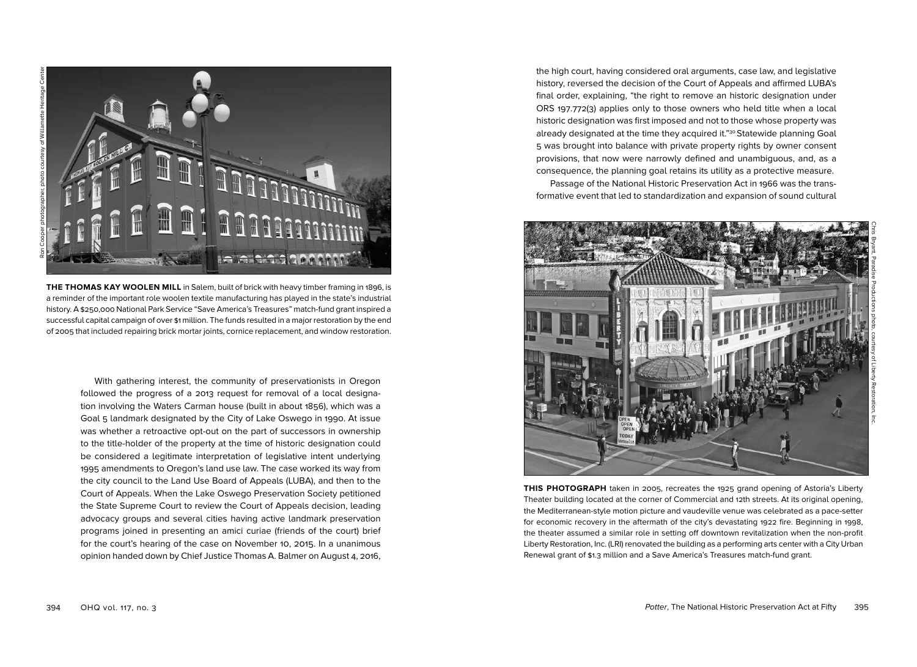Ron Cooper photographer, photo courtesy of Willamette Heritage Center

**THE THOMAS KAY WOOLEN MILL** in Salem, built of brick with heavy timber framing in 1896, is a reminder of the important role woolen textile manufacturing has played in the state's industrial history. A $250,000 National Park Service "Save America's Treasures" match-fund grant inspired a successful capital campaign of over $1 million. The funds resulted in a major restoration by the end of 2005 that included repairing brick mortar joints, cornice replacement, and window restoration.

With gathering interest, the community of preservationists in Oregon followed the progress of a 2013 request for removal of a local designation involving the Waters Carman house (built in about 1856), which was a Goal 5 landmark designated by the City of Lake Oswego in 1990. At issue was whether a retroactive opt-out on the part of successors in ownership to the title-holder of the property at the time of historic designation could be considered a legitimate interpretation of legislative intent underlying 1995 amendments to Oregon's land use law. The case worked its way from the city council to the Land Use Board of Appeals (LUBA), and then to the Court of Appeals. When the Lake Oswego Preservation Society petitioned the State Supreme Court to review the Court of Appeals decision, leading advocacy groups and several cities having active landmark preservation programs joined in presenting an amici curiae (friends of the court) brief for the court's hearing of the case on November 10, 2015. In a unanimous opinion handed down by Chief Justice Thomas A. Balmer on August 4, 2016, the high court, having considered oral arguments, case law, and legislative history, reversed the decision of the Court of Appeals and affirmed LUBA's final order, explaining, "the right to remove an historic designation under ORS 197.772(3) applies only to those owners who held title when a local historic designation was first imposed and not to those whose property was already designated at the time they acquired it."[30] Statewide planning Goal 5 was brought into balance with private property rights by owner consent provisions, that now were narrowly defined and unambiguous, and, as a consequence, the planning goal retains its utility as a protective measure.

Passage of the National Historic Preservation Act in 1966 was the transformative event that led to standardization and expansion of sound cultural

Chris Bryant, Paradise Productions photo, courtesy of Liberty Restoration, Inc.

**THIS PHOTOGRAPH** taken in 2005, recreates the 1925 grand opening of Astoria's Liberty Theater building located at the corner of Commercial and 12th streets. At its original opening, the Mediterranean-style motion picture and vaudeville venue was celebrated as a pace-setter for economic recovery in the aftermath of the city's devastating 1922 fire. Beginning in 1998, the theater assumed a similar role in setting off downtown revitalization when the non-profit Liberty Restoration, Inc. (LRI) renovated the building as a performing arts center with a City Urban Renewal grant of $1.3 million and a Save America's Treasures match-fund grant.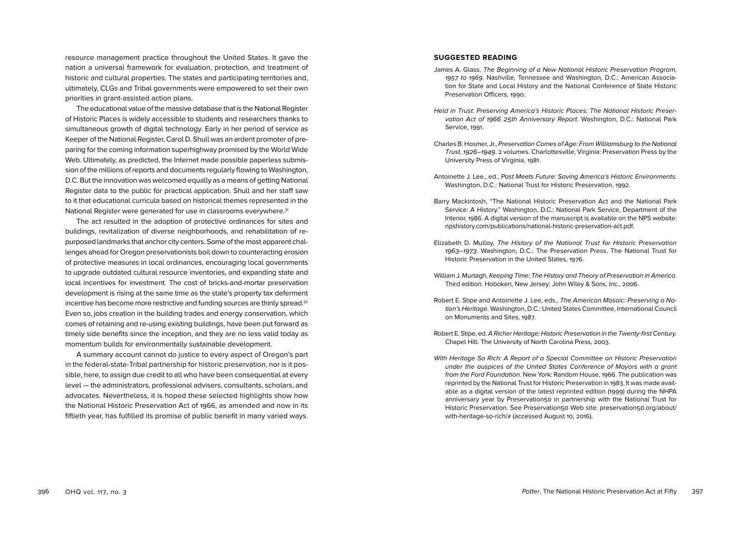resource management practice throughout the United States. It gave the nation a universal framework for evaluation, protection, and treatment of historic and cultural properties. The states and participating territories and, ultimately, CLGs and Tribal governments were empowered to set their own priorities in grant-assisted action plans.

The educational value of the massive database that is the National Register of Historic Places is widely accessible to students and researchers thanks to simultaneous growth of digital technology. Early in her period of service as Keeper of the National Register, Carol D. Shull was an ardent promoter of preparing for the coming information superhighway promised by the World Wide Web. Ultimately, as predicted, the Internet made possible paperless submission of the millions of reports and documents regularly flowing to Washington, D.C. But the innovation was welcomed equally as a means of getting National Register data to the public for practical application. Shull and her staff saw to it that educational curricula based on historical themes represented in the National Register were generated for use in classrooms everywhere.[31]

The act resulted in the adoption of protective ordinances for sites and buildings, revitalization of diverse neighborhoods, and rehabilitation of repurposed landmarks that anchor city centers. Some of the most apparent challenges ahead for Oregon preservationists boil down to counteracting erosion of protective measures in local ordinances, encouraging local governments to upgrade outdated cultural resource inventories, and expanding state and local incentives for investment. The cost of bricks-and-mortar preservation development is rising at the same time as the state's property tax deferment incentive has become more restrictive and funding sources are thinly spread.[32] Even so, jobs creation in the building trades and energy conservation, which comes of retaining and re-using existing buildings, have been put forward as timely side benefits since the inception, and they are no less valid today as momentum builds for environmentally sustainable development.

A summary account cannot do justice to every aspect of Oregon's part in the federal-state-Tribal partnership for historic preservation, nor is it possible, here, to assign due credit to all who have been consequential at every level — the administrators, professional advisers, consultants, scholars, and advocates. Nevertheless, it is hoped these selected highlights show how the National Historic Preservation Act of 1966, as amended and now in its fiftieth year, has fulfilled its promise of public benefit in many varied ways.

## SUGGESTED READING

James A. Glass, *The Beginning of a New National Historic Preservation Program, 1957 to 1969*. Nashville, Tennessee and Washington, D.C.: American Association for State and Local History and the National Conference of State Historic Preservation Officers, 1990.

*Held in Trust: Preserving America's Historic Places: The National Historic Preservation Act of 1966 25th Anniversary Report*. Washington, D.C.: National Park Service, 1991.

Charles B. Hosmer, Jr., *Preservation Comes of Age: From Williamsburg to the National Trust, 1926–1949*. 2 volumes. Charlottesville, Virginia: Preservation Press by the University Press of Virginia, 1981.

Antoinette J. Lee., ed., *Past Meets Future: Saving America's Historic Environments*. Washington, D.C.: National Trust for Historic Preservation, 1992.

Barry Mackintosh, "The National Historic Preservation Act and the National Park Service: A History." Washington, D.C.: National Park Service, Department of the Interior, 1986. A digital version of the manuscript is available on the NPS website: npshistory.com/publications/national-historic-preservation-act.pdf.

Elizabeth D. Mulloy, *The History of the National Trust for Historic Preservation 1963–1973*. Washington, D.C.: The Preservation Press, The National Trust for Historic Preservation in the United States, 1976.

William J. Murtagh, *Keeping Time: The History and Theory of Preservation in America*. Third edition. Hoboken, New Jersey: John Wiley & Sons, Inc., 2006.

Robert E. Stipe and Antoinette J. Lee, eds., *The American Mosaic: Preserving a Nation's Heritage*. Washington, D.C.: United States Committee, International Council on Monuments and Sites, 1987.

Robert E. Stipe, ed. *A Richer Heritage: Historic Preservation in the Twenty-first Century.* Chapel Hill: The University of North Carolina Press, 2003.

*With Heritage So Rich: A Report of a Special Committee on Historic Preservation under the auspices of the United States Conference of Mayors with a grant from the Ford Foundation.* New York: Random House, 1966. The publication was reprinted by the National Trust for Historic Preservation in 1983. It was made available as a digital version of the latest reprinted edition (1999) during the NHPA anniversary year by Preservation50 in partnership with the National Trust for Historic Preservation. See Preservation50 Web site: preservation50.org/about/with-heritage-so-rich/# (accessed August 10, 2016).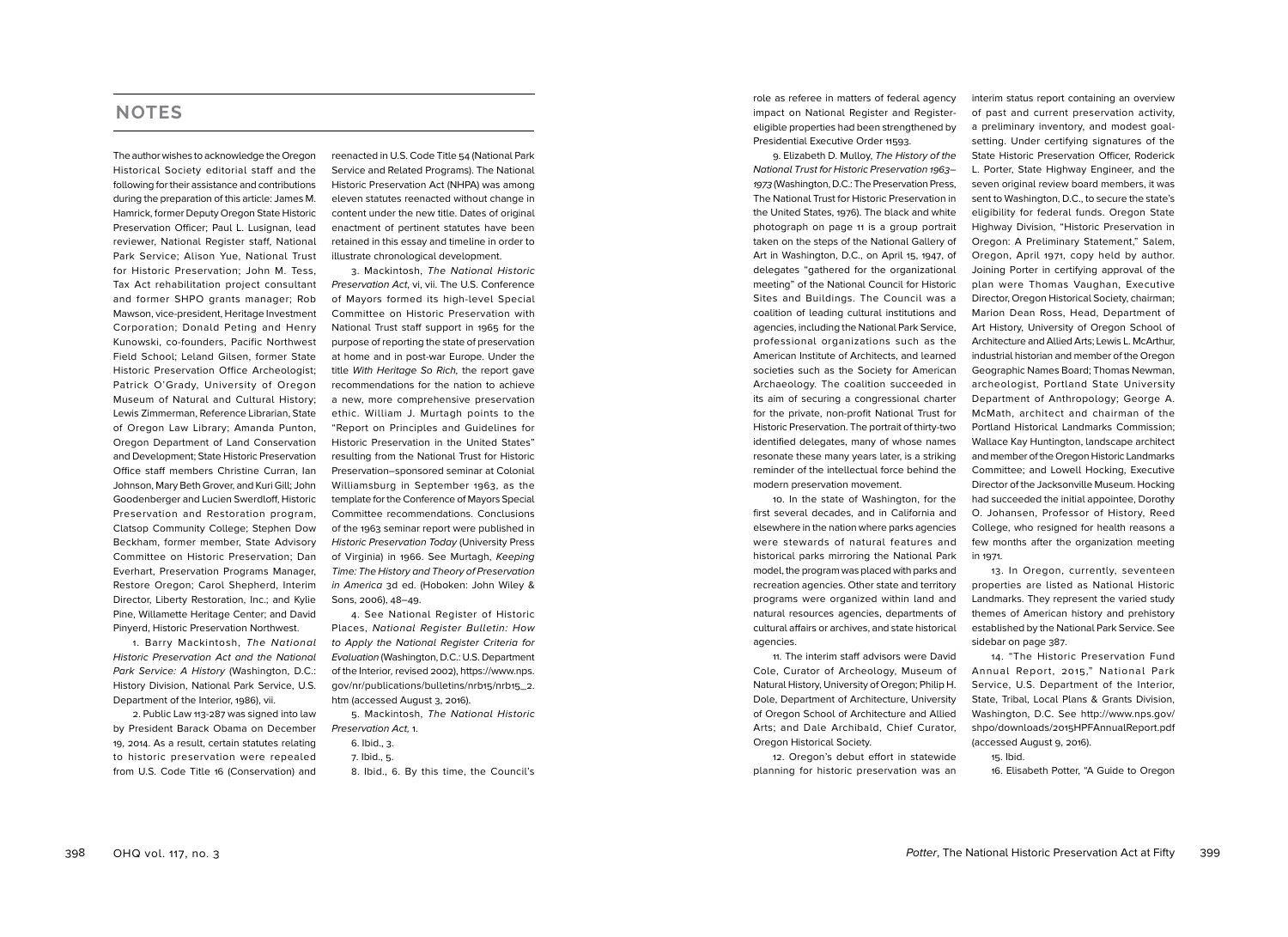## NOTES

The author wishes to acknowledge the Oregon Historical Society editorial staff and the following for their assistance and contributions during the preparation of this article: James M. Hamrick, former Deputy Oregon State Historic Preservation Officer; Paul L. Lusignan, lead reviewer, National Register staff, National Park Service; Alison Yue, National Trust for Historic Preservation; John M. Tess, Tax Act rehabilitation project consultant and former SHPO grants manager; Rob Mawson, vice-president, Heritage Investment Corporation; Donald Peting and Henry Kunowski, co-founders, Pacific Northwest Field School; Leland Gilsen, former State Historic Preservation Office Archeologist; Patrick O'Grady, University of Oregon Museum of Natural and Cultural History; Lewis Zimmerman, Reference Librarian, State of Oregon Law Library; Amanda Punton, Oregon Department of Land Conservation and Development; State Historic Preservation Office staff members Christine Curran, Ian Johnson, Mary Beth Grover, and Kuri Gill; John Goodenberger and Lucien Swerdloff, Historic Preservation and Restoration program, Clatsop Community College; Stephen Dow Beckham, former member, State Advisory Committee on Historic Preservation; Dan Everhart, Preservation Programs Manager, Restore Oregon; Carol Shepherd, Interim Director, Liberty Restoration, Inc.; and Kylie Pine, Willamette Heritage Center; and David Pinyerd, Historic Preservation Northwest.

1. Barry Mackintosh, *The National Historic Preservation Act and the National Park Service: A History* (Washington, D.C.: History Division, National Park Service, U.S. Department of the Interior, 1986), vii.

2. Public Law 113-287 was signed into law by President Barack Obama on December 19, 2014. As a result, certain statutes relating to historic preservation were repealed from U.S. Code Title 16 (Conservation) and reenacted in U.S. Code Title 54 (National Park Service and Related Programs). The National Historic Preservation Act (NHPA) was among eleven statutes reenacted without change in content under the new title. Dates of original enactment of pertinent statutes have been retained in this essay and timeline in order to illustrate chronological development.

3. Mackintosh, *The National Historic Preservation Act*, vi, vii. The U.S. Conference of Mayors formed its high-level Special Committee on Historic Preservation with National Trust staff support in 1965 for the purpose of reporting the state of preservation at home and in post-war Europe. Under the title *With Heritage So Rich,* the report gave recommendations for the nation to achieve a new, more comprehensive preservation ethic. William J. Murtagh points to the "Report on Principles and Guidelines for Historic Preservation in the United States" resulting from the National Trust for Historic Preservation–sponsored seminar at Colonial Williamsburg in September 1963, as the template for the Conference of Mayors Special Committee recommendations. Conclusions of the 1963 seminar report were published in *Historic Preservation Today* (University Press of Virginia) in 1966. See Murtagh, *Keeping Time: The History and Theory of Preservation in America* 3d ed. (Hoboken: John Wiley & Sons, 2006), 48–49.

4. See National Register of Historic Places, *National Register Bulletin: How to Apply the National Register Criteria for Evaluation* (Washington, D.C.: U.S. Department of the Interior, revised 2002), https://www.nps.gov/nr/publications/bulletins/nrb15/nrb15_2.htm (accessed August 3, 2016).

5. Mackintosh, *The National Historic Preservation Act,* 1.

6. Ibid., 3.

7. Ibid., 5.

8. Ibid., 6. By this time, the Council's role as referee in matters of federal agency impact on National Register and Register-eligible properties had been strengthened by Presidential Executive Order 11593.

9. Elizabeth D. Mulloy, *The History of the National Trust for Historic Preservation 1963–1973* (Washington, D.C.: The Preservation Press, The National Trust for Historic Preservation in the United States, 1976). The black and white photograph on page 11 is a group portrait taken on the steps of the National Gallery of Art in Washington, D.C., on April 15, 1947, of delegates "gathered for the organizational meeting" of the National Council for Historic Sites and Buildings. The Council was a coalition of leading cultural institutions and agencies, including the National Park Service, professional organizations such as the American Institute of Architects, and learned societies such as the Society for American Archaeology. The coalition succeeded in its aim of securing a congressional charter for the private, non-profit National Trust for Historic Preservation. The portrait of thirty-two identified delegates, many of whose names resonate these many years later, is a striking reminder of the intellectual force behind the modern preservation movement.

10. In the state of Washington, for the first several decades, and in California and elsewhere in the nation where parks agencies were stewards of natural features and historical parks mirroring the National Park model, the program was placed with parks and recreation agencies. Other state and territory programs were organized within land and natural resources agencies, departments of cultural affairs or archives, and state historical agencies.

11. The interim staff advisors were David Cole, Curator of Archeology, Museum of Natural History, University of Oregon; Philip H. Dole, Department of Architecture, University of Oregon School of Architecture and Allied Arts; and Dale Archibald, Chief Curator, Oregon Historical Society.

12. Oregon's debut effort in statewide planning for historic preservation was an interim status report containing an overview of past and current preservation activity, a preliminary inventory, and modest goal-setting. Under certifying signatures of the State Historic Preservation Officer, Roderick L. Porter, State Highway Engineer, and the seven original review board members, it was sent to Washington, D.C., to secure the state's eligibility for federal funds. Oregon State Highway Division, "Historic Preservation in Oregon: A Preliminary Statement," Salem, Oregon, April 1971, copy held by author. Joining Porter in certifying approval of the plan were Thomas Vaughan, Executive Director, Oregon Historical Society, chairman; Marion Dean Ross, Head, Department of Art History, University of Oregon School of Architecture and Allied Arts; Lewis L. McArthur, industrial historian and member of the Oregon Geographic Names Board; Thomas Newman, archeologist, Portland State University Department of Anthropology; George A. McMath, architect and chairman of the Portland Historical Landmarks Commission; Wallace Kay Huntington, landscape architect and member of the Oregon Historic Landmarks Committee; and Lowell Hocking, Executive Director of the Jacksonville Museum. Hocking had succeeded the initial appointee, Dorothy O. Johansen, Professor of History, Reed College, who resigned for health reasons a few months after the organization meeting in 1971.

13. In Oregon, currently, seventeen properties are listed as National Historic Landmarks. They represent the varied study themes of American history and prehistory established by the National Park Service. See sidebar on page 387.

14. "The Historic Preservation Fund Annual Report, 2015," National Park Service, U.S. Department of the Interior, State, Tribal, Local Plans & Grants Division, Washington, D.C. See http://www.nps.gov/shpo/downloads/2015HPFAnnualReport.pdf (accessed August 9, 2016).

15. Ibid.

16. Elisabeth Potter, "A Guide to Oregon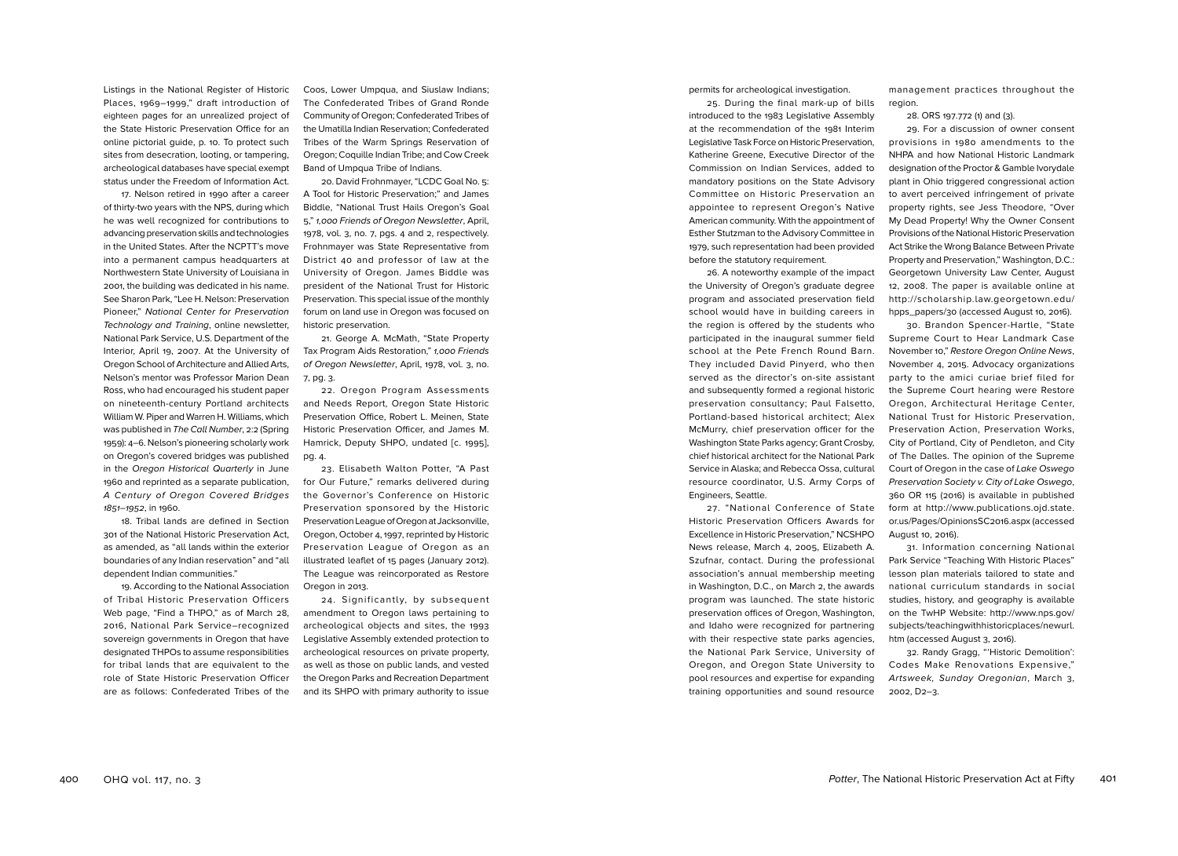Listings in the National Register of Historic Places, 1969–1999," draft introduction of eighteen pages for an unrealized project of the State Historic Preservation Office for an online pictorial guide, p. 10. To protect such sites from desecration, looting, or tampering, archeological databases have special exempt status under the Freedom of Information Act.

17. Nelson retired in 1990 after a career of thirty-two years with the NPS, during which he was well recognized for contributions to advancing preservation skills and technologies in the United States. After the NCPTT's move into a permanent campus headquarters at Northwestern State University of Louisiana in 2001, the building was dedicated in his name. See Sharon Park, "Lee H. Nelson: Preservation Pioneer," *National Center for Preservation Technology and Training*, online newsletter, National Park Service, U.S. Department of the Interior, April 19, 2007. At the University of Oregon School of Architecture and Allied Arts, Nelson's mentor was Professor Marion Dean Ross, who had encouraged his student paper on nineteenth-century Portland architects William W. Piper and Warren H. Williams, which was published in *The Call Number*, 2:2 (Spring 1959): 4–6. Nelson's pioneering scholarly work on Oregon's covered bridges was published in the *Oregon Historical Quarterly* in June 1960 and reprinted as a separate publication, *A Century of Oregon Covered Bridges 1851–1952*, in 1960.

18. Tribal lands are defined in Section 301 of the National Historic Preservation Act, as amended, as "all lands within the exterior boundaries of any Indian reservation" and "all dependent Indian communities."

19. According to the National Association of Tribal Historic Preservation Officers Web page, "Find a THPO," as of March 28, 2016, National Park Service–recognized sovereign governments in Oregon that have designated THPOs to assume responsibilities for tribal lands that are equivalent to the role of State Historic Preservation Officer are as follows: Confederated Tribes of the Coos, Lower Umpqua, and Siuslaw Indians; The Confederated Tribes of Grand Ronde Community of Oregon; Confederated Tribes of the Umatilla Indian Reservation; Confederated Tribes of the Warm Springs Reservation of Oregon; Coquille Indian Tribe; and Cow Creek Band of Umpqua Tribe of Indians.

20. David Frohnmayer, "LCDC Goal No. 5: A Tool for Historic Preservation;" and James Biddle, "National Trust Hails Oregon's Goal 5," *1,000 Friends of Oregon Newsletter*, April, 1978, vol. 3, no. 7, pgs. 4 and 2, respectively. Frohnmayer was State Representative from District 40 and professor of law at the University of Oregon. James Biddle was president of the National Trust for Historic Preservation. This special issue of the monthly forum on land use in Oregon was focused on historic preservation.

21. George A. McMath, "State Property Tax Program Aids Restoration," *1,000 Friends of Oregon Newsletter*, April, 1978, vol. 3, no. 7, pg. 3.

22. Oregon Program Assessments and Needs Report, Oregon State Historic Preservation Office, Robert L. Meinen, State Historic Preservation Officer, and James M. Hamrick, Deputy SHPO, undated [c. 1995], pg. 4.

23. Elisabeth Walton Potter, "A Past for Our Future," remarks delivered during the Governor's Conference on Historic Preservation sponsored by the Historic Preservation League of Oregon at Jacksonville, Oregon, October 4, 1997, reprinted by Historic Preservation League of Oregon as an illustrated leaflet of 15 pages (January 2012). The League was reincorporated as Restore Oregon in 2013.

24. Significantly, by subsequent amendment to Oregon laws pertaining to archeological objects and sites, the 1993 Legislative Assembly extended protection to archeological resources on private property, as well as those on public lands, and vested the Oregon Parks and Recreation Department and its SHPO with primary authority to issue permits for archeological investigation.

25. During the final mark-up of bills introduced to the 1983 Legislative Assembly at the recommendation of the 1981 Interim Legislative Task Force on Historic Preservation, Katherine Greene, Executive Director of the Commission on Indian Services, added to mandatory positions on the State Advisory Committee on Historic Preservation an appointee to represent Oregon's Native American community. With the appointment of Esther Stutzman to the Advisory Committee in 1979, such representation had been provided before the statutory requirement.

26. A noteworthy example of the impact the University of Oregon's graduate degree program and associated preservation field school would have in building careers in the region is offered by the students who participated in the inaugural summer field school at the Pete French Round Barn. They included David Pinyerd, who then served as the director's on-site assistant and subsequently formed a regional historic preservation consultancy; Paul Falsetto, Portland-based historical architect; Alex McMurry, chief preservation officer for the Washington State Parks agency; Grant Crosby, chief historical architect for the National Park Service in Alaska; and Rebecca Ossa, cultural resource coordinator, U.S. Army Corps of Engineers, Seattle.

27. "National Conference of State Historic Preservation Officers Awards for Excellence in Historic Preservation," NCSHPO News release, March 4, 2005, Elizabeth A. Szufnar, contact. During the professional association's annual membership meeting in Washington, D.C., on March 2, the awards program was launched. The state historic preservation offices of Oregon, Washington, and Idaho were recognized for partnering with their respective state parks agencies, the National Park Service, University of Oregon, and Oregon State University to pool resources and expertise for expanding training opportunities and sound resource management practices throughout the region.

28. ORS 197.772 (1) and (3).

29. For a discussion of owner consent provisions in 1980 amendments to the NHPA and how National Historic Landmark designation of the Proctor & Gamble Ivorydale plant in Ohio triggered congressional action to avert perceived infringement of private property rights, see Jess Theodore, "Over My Dead Property! Why the Owner Consent Provisions of the National Historic Preservation Act Strike the Wrong Balance Between Private Property and Preservation," Washington, D.C.: Georgetown University Law Center, August 12, 2008. The paper is available online at http://scholarship.law.georgetown.edu/hpps_papers/30 (accessed August 10, 2016).

30. Brandon Spencer-Hartle, "State Supreme Court to Hear Landmark Case November 10," *Restore Oregon Online News*, November 4, 2015. Advocacy organizations party to the amici curiae brief filed for the Supreme Court hearing were Restore Oregon, Architectural Heritage Center, National Trust for Historic Preservation, Preservation Action, Preservation Works, City of Portland, City of Pendleton, and City of The Dalles. The opinion of the Supreme Court of Oregon in the case of *Lake Oswego Preservation Society v. City of Lake Oswego*, 360 OR 115 (2016) is available in published form at http://www.publications.ojd.state.or.us/Pages/OpinionsSC2016.aspx (accessed August 10, 2016).

31. Information concerning National Park Service "Teaching With Historic Places" lesson plan materials tailored to state and national curriculum standards in social studies, history, and geography is available on the TwHP Website: http://www.nps.gov/subjects/teachingwithhistoricplaces/newurl.htm (accessed August 3, 2016).

32. Randy Gragg, "'Historic Demolition': Codes Make Renovations Expensive," *Artsweek, Sunday Oregonian*, March 3, 2002, D2–3.